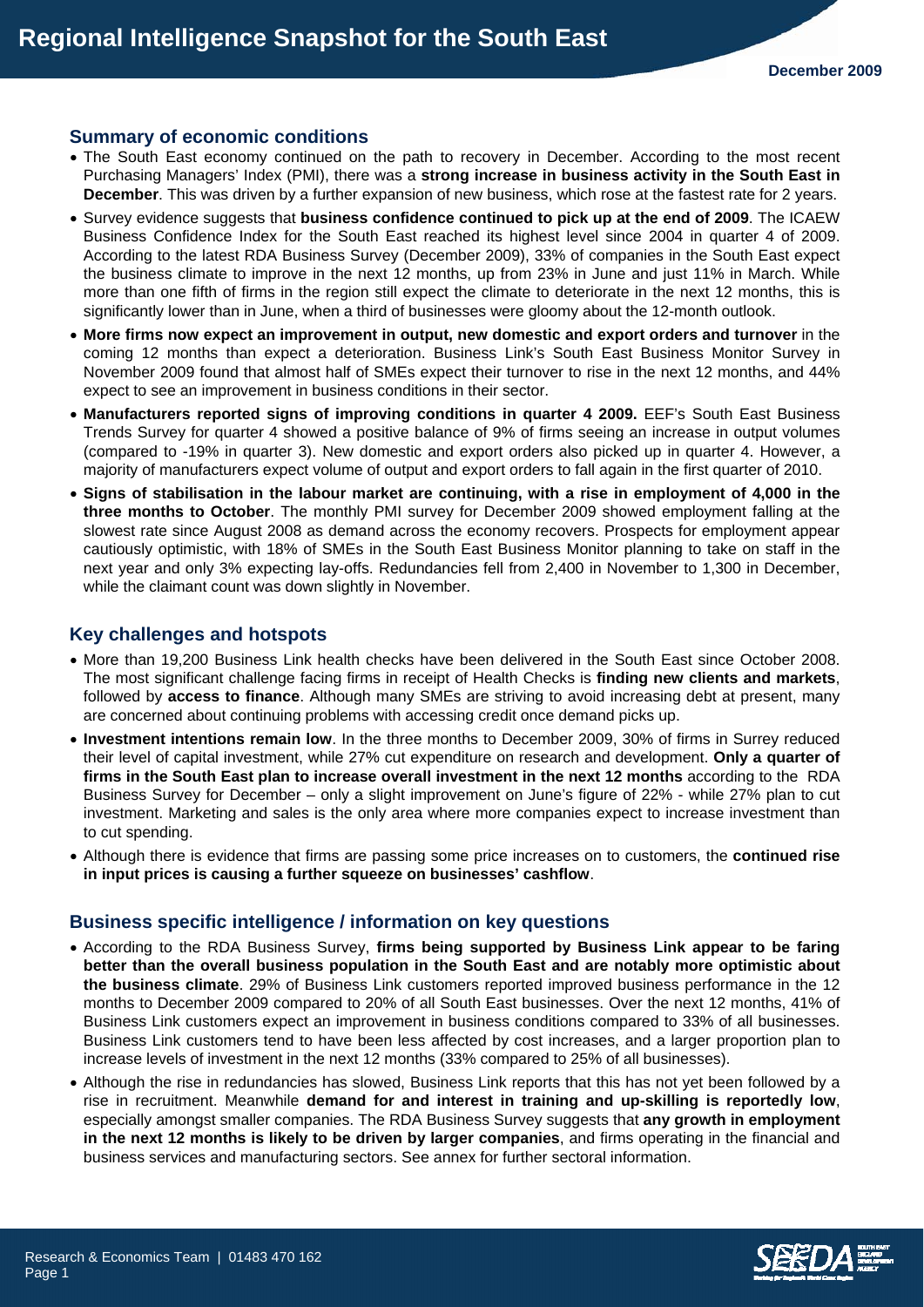# Regional Intelligence Snapshot for the South East

December 2009

## Summary of economic conditions

- The South East economy continued on the path to recovery in December. According to the most recent Purchasing Managers' Index (PMI), there was a **strong increase in business activity in the South East in December**. This was driven by a further expansion of new business, which rose at the fastest rate for 2 years.
- Survey evidence suggests that **business confidence continued to pick up at the end of 2009**. The ICAEW Business Confidence Index for the South East reached its highest level since 2004 in quarter 4 of 2009. According to the latest RDA Business Survey (December 2009), 33% of companies in the South East expect the business climate to improve in the next 12 months, up from 23% in June and just 11% in March. While more than one fifth of firms in the region still expect the climate to deteriorate in the next 12 months, this is significantly lower than in June, when a third of businesses were gloomy about the 12-month outlook.
- **More firms now expect an improvement in output, new domestic and export orders and turnover** in the coming 12 months than expect a deterioration. Business Link's South East Business Monitor Survey in November 2009 found that almost half of SMEs expect their turnover to rise in the next 12 months, and 44% expect to see an improvement in business conditions in their sector.
- **Manufacturers reported signs of improving conditions in quarter 4 2009.** EEF's South East Business Trends Survey for quarter 4 showed a positive balance of 9% of firms seeing an increase in output volumes (compared to -19% in quarter 3). New domestic and export orders also picked up in quarter 4. However, a majority of manufacturers expect volume of output and export orders to fall again in the first quarter of 2010.
- **Signs of stabilisation in the labour market are continuing, with a rise in employment of 4,000 in the three months to October**. The monthly PMI survey for December 2009 showed employment falling at the slowest rate since August 2008 as demand across the economy recovers. Prospects for employment appear cautiously optimistic, with 18% of SMEs in the South East Business Monitor planning to take on staff in the next year and only 3% expecting lay-offs. Redundancies fell from 2,400 in November to 1,300 in December, while the claimant count was down slightly in November.

## Key challenges and hotspots

- More than 19,200 Business Link health checks have been delivered in the South East since October 2008. The most significant challenge facing firms in receipt of Health Checks is **finding new clients and markets**, followed by **access to finance**. Although many SMEs are striving to avoid increasing debt at present, many are concerned about continuing problems with accessing credit once demand picks up.
- **Investment intentions remain low**. In the three months to December 2009, 30% of firms in Surrey reduced their level of capital investment, while 27% cut expenditure on research and development. **Only a quarter of firms in the South East plan to increase overall investment in the next 12 months** according to the RDA Business Survey for December – only a slight improvement on June's figure of 22% - while 27% plan to cut investment. Marketing and sales is the only area where more companies expect to increase investment than to cut spending.
- Although there is evidence that firms are passing some price increases on to customers, the **continued rise in input prices is causing a further squeeze on businesses' cashflow**.

## Business specific intelligence / information on key questions

- According to the RDA Business Survey, **firms being supported by Business Link appear to be faring better than the overall business population in the South East and are notably more optimistic about the business climate**. 29% of Business Link customers reported improved business performance in the 12 months to December 2009 compared to 20% of all South East businesses. Over the next 12 months, 41% of Business Link customers expect an improvement in business conditions compared to 33% of all businesses. Business Link customers tend to have been less affected by cost increases, and a larger proportion plan to increase levels of investment in the next 12 months (33% compared to 25% of all businesses).
- Although the rise in redundancies has slowed, Business Link reports that this has not yet been followed by a rise in recruitment. Meanwhile **demand for and interest in training and up-skilling is reportedly low**, especially amongst smaller companies. The RDA Business Survey suggests that **any growth in employment in the next 12 months is likely to be driven by larger companies**, and firms operating in the financial and business services and manufacturing sectors. See annex for further sectoral information.

Research & Economics Team | 01483 470 162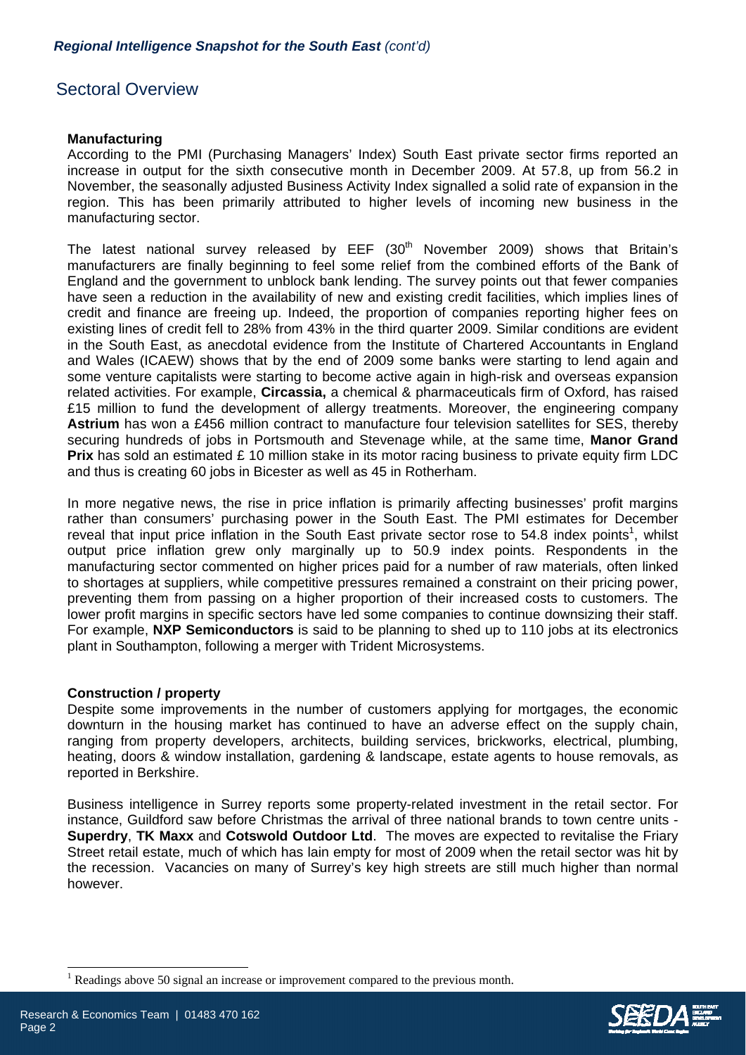## Sectoral Overview

**Manufacturing**

According to the PMI (Purchasing Managers' Index) South East private sector firms reported an increase in output for the sixth consecutive month in December 2009. At 57.8, up from 56.2 in November, the seasonally adjusted Business Activity Index signalled a solid rate of expansion in the region. This has been primarily attributed to higher levels of incoming new business in the manufacturing sector.

The latest national survey released by EEF (30th November 2009) shows that Britain's manufacturers are finally beginning to feel some relief from the combined efforts of the Bank of England and the government to unblock bank lending. The survey points out that fewer companies have seen a reduction in the availability of new and existing credit facilities, which implies lines of credit and finance are freeing up. Indeed, the proportion of companies reporting higher fees on existing lines of credit fell to 28% from 43% in the third quarter 2009. Similar conditions are evident in the South East, as anecdotal evidence from the Institute of Chartered Accountants in England and Wales (ICAEW) shows that by the end of 2009 some banks were starting to lend again and some venture capitalists were starting to become active again in high-risk and overseas expansion related activities. For example, **Circassia,** a chemical & pharmaceuticals firm of Oxford, has raised £15 million to fund the development of allergy treatments. Moreover, the engineering company **Astrium** has won a £456 million contract to manufacture four television satellites for SES, thereby securing hundreds of jobs in Portsmouth and Stevenage while, at the same time, **Manor Grand Prix** has sold an estimated £ 10 million stake in its motor racing business to private equity firm LDC and thus is creating 60 jobs in Bicester as well as 45 in Rotherham.

In more negative news, the rise in price inflation is primarily affecting businesses' profit margins rather than consumers' purchasing power in the South East. The PMI estimates for December reveal that input price inflation in the South East private sector rose to 54.8 index points[1], whilst output price inflation grew only marginally up to 50.9 index points. Respondents in the manufacturing sector commented on higher prices paid for a number of raw materials, often linked to shortages at suppliers, while competitive pressures remained a constraint on their pricing power, preventing them from passing on a higher proportion of their increased costs to customers. The lower profit margins in specific sectors have led some companies to continue downsizing their staff. For example, **NXP Semiconductors** is said to be planning to shed up to 110 jobs at its electronics plant in Southampton, following a merger with Trident Microsystems.

**Construction / property**

Despite some improvements in the number of customers applying for mortgages, the economic downturn in the housing market has continued to have an adverse effect on the supply chain, ranging from property developers, architects, building services, brickworks, electrical, plumbing, heating, doors & window installation, gardening & landscape, estate agents to house removals, as reported in Berkshire.

Business intelligence in Surrey reports some property-related investment in the retail sector. For instance, Guildford saw before Christmas the arrival of three national brands to town centre units - **Superdry**, **TK Maxx** and **Cotswold Outdoor Ltd**. The moves are expected to revitalise the Friary Street retail estate, much of which has lain empty for most of 2009 when the retail sector was hit by the recession. Vacancies on many of Surrey's key high streets are still much higher than normal however.

---

[1] Readings above 50 signal an increase or improvement compared to the previous month.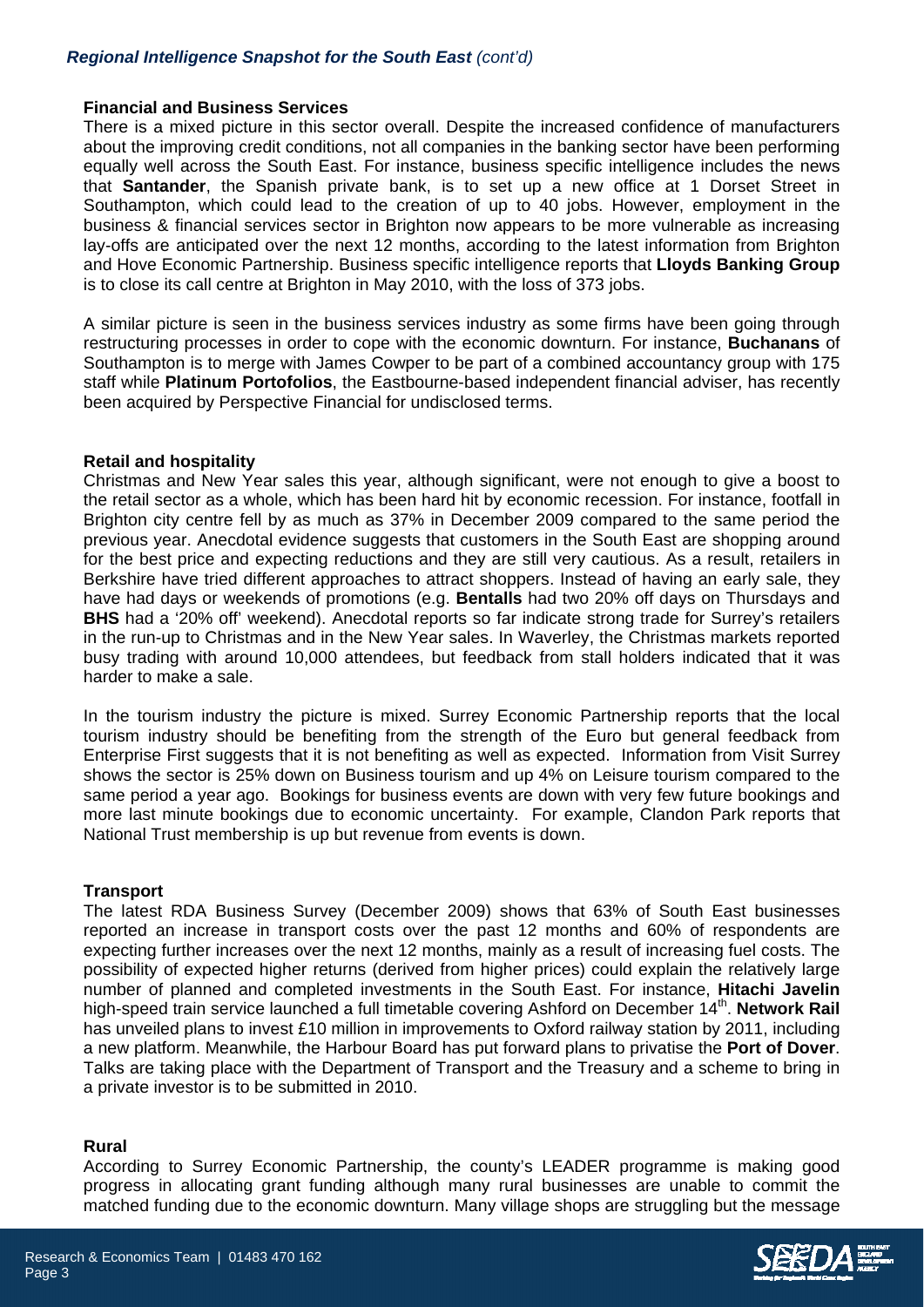#### Financial and Business Services

There is a mixed picture in this sector overall. Despite the increased confidence of manufacturers about the improving credit conditions, not all companies in the banking sector have been performing equally well across the South East. For instance, business specific intelligence includes the news that **Santander**, the Spanish private bank, is to set up a new office at 1 Dorset Street in Southampton, which could lead to the creation of up to 40 jobs. However, employment in the business & financial services sector in Brighton now appears to be more vulnerable as increasing lay-offs are anticipated over the next 12 months, according to the latest information from Brighton and Hove Economic Partnership. Business specific intelligence reports that **Lloyds Banking Group** is to close its call centre at Brighton in May 2010, with the loss of 373 jobs.

A similar picture is seen in the business services industry as some firms have been going through restructuring processes in order to cope with the economic downturn. For instance, **Buchanans** of Southampton is to merge with James Cowper to be part of a combined accountancy group with 175 staff while **Platinum Portofolios**, the Eastbourne-based independent financial adviser, has recently been acquired by Perspective Financial for undisclosed terms.

#### Retail and hospitality

Christmas and New Year sales this year, although significant, were not enough to give a boost to the retail sector as a whole, which has been hard hit by economic recession. For instance, footfall in Brighton city centre fell by as much as 37% in December 2009 compared to the same period the previous year. Anecdotal evidence suggests that customers in the South East are shopping around for the best price and expecting reductions and they are still very cautious. As a result, retailers in Berkshire have tried different approaches to attract shoppers. Instead of having an early sale, they have had days or weekends of promotions (e.g. **Bentalls** had two 20% off days on Thursdays and **BHS** had a '20% off' weekend). Anecdotal reports so far indicate strong trade for Surrey's retailers in the run-up to Christmas and in the New Year sales. In Waverley, the Christmas markets reported busy trading with around 10,000 attendees, but feedback from stall holders indicated that it was harder to make a sale.

In the tourism industry the picture is mixed. Surrey Economic Partnership reports that the local tourism industry should be benefiting from the strength of the Euro but general feedback from Enterprise First suggests that it is not benefiting as well as expected. Information from Visit Surrey shows the sector is 25% down on Business tourism and up 4% on Leisure tourism compared to the same period a year ago. Bookings for business events are down with very few future bookings and more last minute bookings due to economic uncertainty. For example, Clandon Park reports that National Trust membership is up but revenue from events is down.

#### Transport

The latest RDA Business Survey (December 2009) shows that 63% of South East businesses reported an increase in transport costs over the past 12 months and 60% of respondents are expecting further increases over the next 12 months, mainly as a result of increasing fuel costs. The possibility of expected higher returns (derived from higher prices) could explain the relatively large number of planned and completed investments in the South East. For instance, **Hitachi Javelin** high-speed train service launched a full timetable covering Ashford on December 14th. **Network Rail** has unveiled plans to invest £10 million in improvements to Oxford railway station by 2011, including a new platform. Meanwhile, the Harbour Board has put forward plans to privatise the **Port of Dover**. Talks are taking place with the Department of Transport and the Treasury and a scheme to bring in a private investor is to be submitted in 2010.

#### Rural

According to Surrey Economic Partnership, the county's LEADER programme is making good progress in allocating grant funding although many rural businesses are unable to commit the matched funding due to the economic downturn. Many village shops are struggling but the message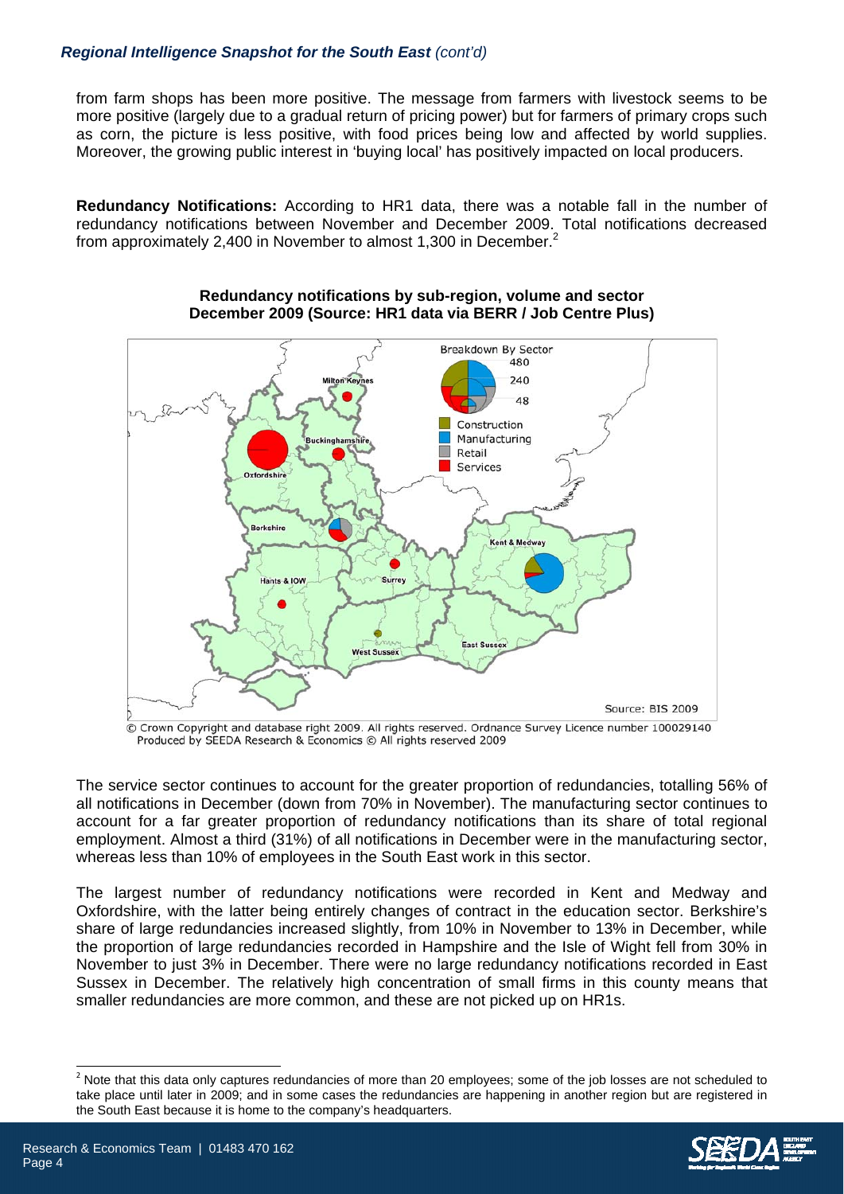from farm shops has been more positive. The message from farmers with livestock seems to be more positive (largely due to a gradual return of pricing power) but for farmers of primary crops such as corn, the picture is less positive, with food prices being low and affected by world supplies. Moreover, the growing public interest in 'buying local' has positively impacted on local producers.

**Redundancy Notifications:** According to HR1 data, there was a notable fall in the number of redundancy notifications between November and December 2009. Total notifications decreased from approximately 2,400 in November to almost 1,300 in December.[2]

**Redundancy notifications by sub-region, volume and sector December 2009 (Source: HR1 data via BERR / Job Centre Plus)**

Breakdown By Sector
480
240
48
Construction
Manufacturing
Retail
Services

Milton Keynes
Buckinghamshire
Oxfordshire
Berkshire
Kent & Medway
Surrey
Hants & IOW
West Sussex
East Sussex

Source: BIS 2009

© Crown Copyright and database right 2009. All rights reserved. Ordnance Survey Licence number 100029140
Produced by SEEDA Research & Economics © All rights reserved 2009

The service sector continues to account for the greater proportion of redundancies, totalling 56% of all notifications in December (down from 70% in November). The manufacturing sector continues to account for a far greater proportion of redundancy notifications than its share of total regional employment. Almost a third (31%) of all notifications in December were in the manufacturing sector, whereas less than 10% of employees in the South East work in this sector.

The largest number of redundancy notifications were recorded in Kent and Medway and Oxfordshire, with the latter being entirely changes of contract in the education sector. Berkshire's share of large redundancies increased slightly, from 10% in November to 13% in December, while the proportion of large redundancies recorded in Hampshire and the Isle of Wight fell from 30% in November to just 3% in December. There were no large redundancy notifications recorded in East Sussex in December. The relatively high concentration of small firms in this county means that smaller redundancies are more common, and these are not picked up on HR1s.

[2] Note that this data only captures redundancies of more than 20 employees; some of the job losses are not scheduled to take place until later in 2009; and in some cases the redundancies are happening in another region but are registered in the South East because it is home to the company's headquarters.